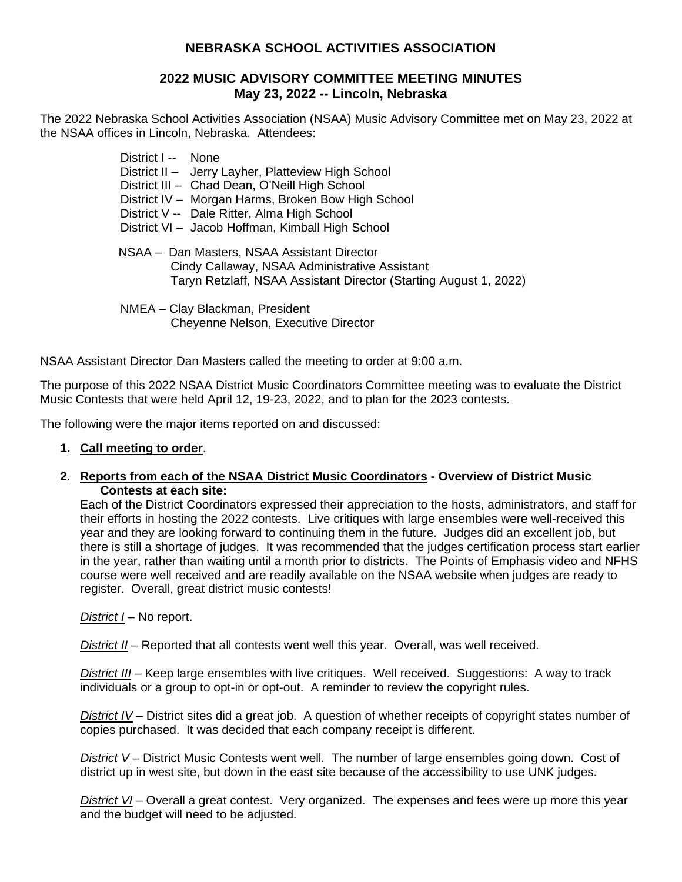# NEBRASKA SCHOOL ACTIVITIES ASSOCIATION

## 2022 MUSIC ADVISORY COMMITTEE MEETING MINUTES
## May 23, 2022 -- Lincoln, Nebraska

The 2022 Nebraska School Activities Association (NSAA) Music Advisory Committee met on May 23, 2022 at the NSAA offices in Lincoln, Nebraska. Attendees:

District I -- None
District II – Jerry Layher, Platteview High School
District III – Chad Dean, O'Neill High School
District IV – Morgan Harms, Broken Bow High School
District V -- Dale Ritter, Alma High School
District VI – Jacob Hoffman, Kimball High School

NSAA – Dan Masters, NSAA Assistant Director
Cindy Callaway, NSAA Administrative Assistant
Taryn Retzlaff, NSAA Assistant Director (Starting August 1, 2022)

NMEA – Clay Blackman, President
Cheyenne Nelson, Executive Director

NSAA Assistant Director Dan Masters called the meeting to order at 9:00 a.m.

The purpose of this 2022 NSAA District Music Coordinators Committee meeting was to evaluate the District Music Contests that were held April 12, 19-23, 2022, and to plan for the 2023 contests.

The following were the major items reported on and discussed:

1. **Call meeting to order**.

2. **Reports from each of the NSAA District Music Coordinators - Overview of District Music Contests at each site:**
   Each of the District Coordinators expressed their appreciation to the hosts, administrators, and staff for their efforts in hosting the 2022 contests. Live critiques with large ensembles were well-received this year and they are looking forward to continuing them in the future. Judges did an excellent job, but there is still a shortage of judges. It was recommended that the judges certification process start earlier in the year, rather than waiting until a month prior to districts. The Points of Emphasis video and NFHS course were well received and are readily available on the NSAA website when judges are ready to register. Overall, great district music contests!

   *District I* – No report.

   *District II* – Reported that all contests went well this year. Overall, was well received.

   *District III* – Keep large ensembles with live critiques. Well received. Suggestions: A way to track individuals or a group to opt-in or opt-out. A reminder to review the copyright rules.

   *District IV* – District sites did a great job. A question of whether receipts of copyright states number of copies purchased. It was decided that each company receipt is different.

   *District V* – District Music Contests went well. The number of large ensembles going down. Cost of district up in west site, but down in the east site because of the accessibility to use UNK judges.

   *District VI* – Overall a great contest. Very organized. The expenses and fees were up more this year and the budget will need to be adjusted.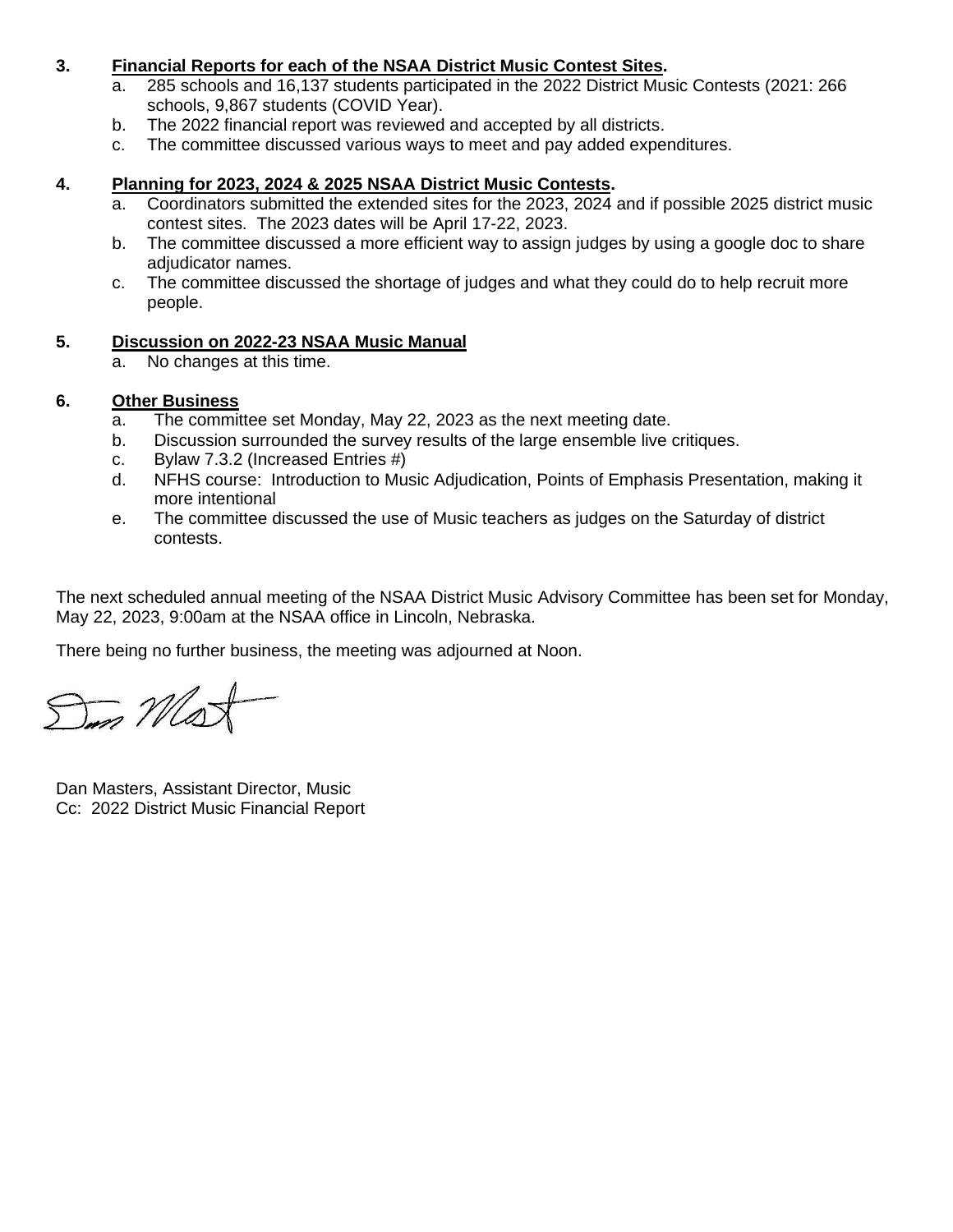**3. Financial Reports for each of the NSAA District Music Contest Sites.**

a. 285 schools and 16,137 students participated in the 2022 District Music Contests (2021: 266 schools, 9,867 students (COVID Year).

b. The 2022 financial report was reviewed and accepted by all districts.

c. The committee discussed various ways to meet and pay added expenditures.

**4. Planning for 2023, 2024 & 2025 NSAA District Music Contests.**

a. Coordinators submitted the extended sites for the 2023, 2024 and if possible 2025 district music contest sites. The 2023 dates will be April 17-22, 2023.

b. The committee discussed a more efficient way to assign judges by using a google doc to share adjudicator names.

c. The committee discussed the shortage of judges and what they could do to help recruit more people.

**5. Discussion on 2022-23 NSAA Music Manual**

a. No changes at this time.

**6. Other Business**

a. The committee set Monday, May 22, 2023 as the next meeting date.

b. Discussion surrounded the survey results of the large ensemble live critiques.

c. Bylaw 7.3.2 (Increased Entries #)

d. NFHS course: Introduction to Music Adjudication, Points of Emphasis Presentation, making it more intentional

e. The committee discussed the use of Music teachers as judges on the Saturday of district contests.

The next scheduled annual meeting of the NSAA District Music Advisory Committee has been set for Monday, May 22, 2023, 9:00am at the NSAA office in Lincoln, Nebraska.

There being no further business, the meeting was adjourned at Noon.

Dan Masters, Assistant Director, Music
Cc: 2022 District Music Financial Report